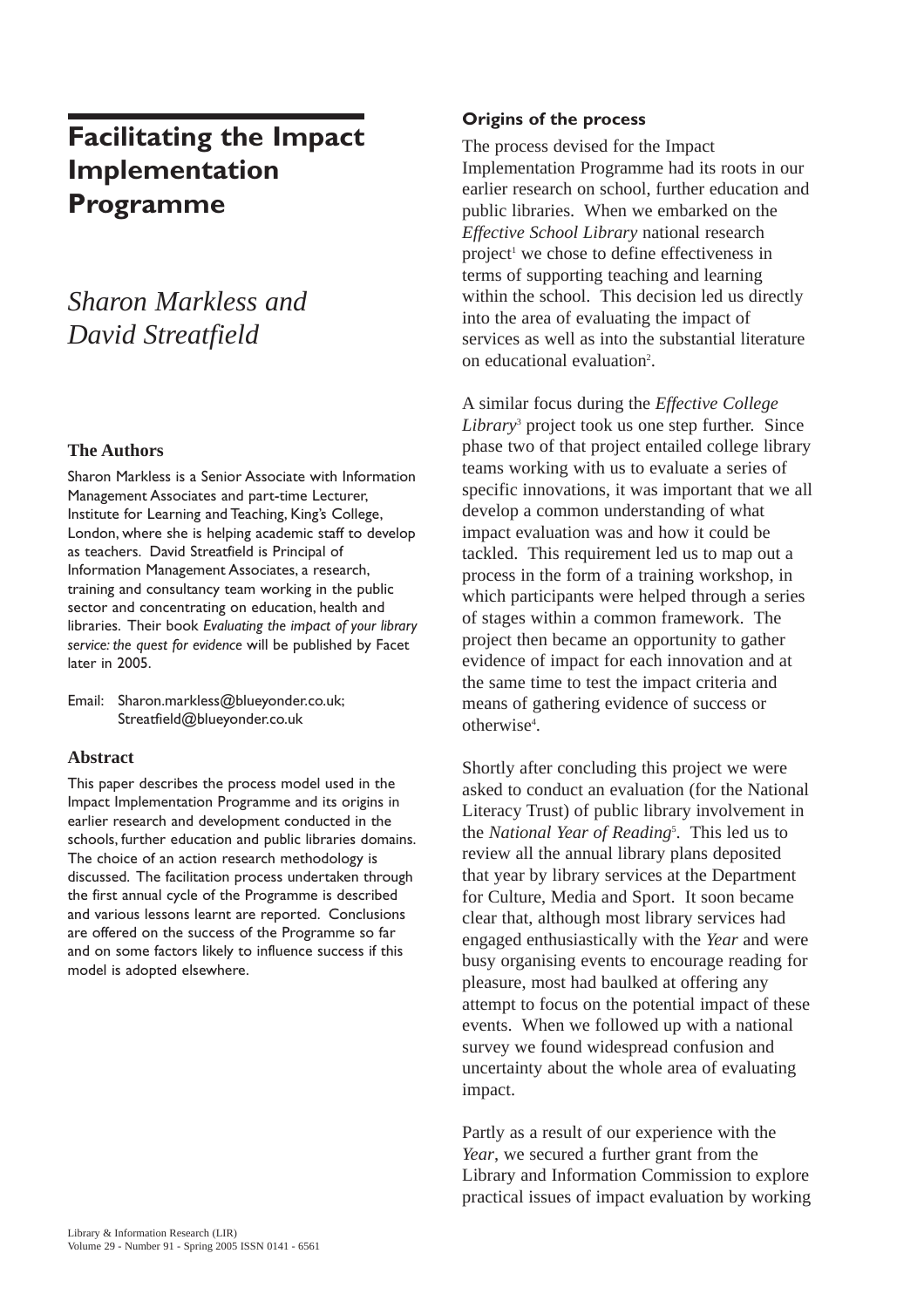# Facilitating the Impact Implementation Programme

*Sharon Markless and David Streatfield*

### The Authors

Sharon Markless is a Senior Associate with Information Management Associates and part-time Lecturer, Institute for Learning and Teaching, King's College, London, where she is helping academic staff to develop as teachers. David Streatfield is Principal of Information Management Associates, a research, training and consultancy team working in the public sector and concentrating on education, health and libraries. Their book *Evaluating the impact of your library service: the quest for evidence* will be published by Facet later in 2005.

Email: Sharon.markless@blueyonder.co.uk; Streatfield@blueyonder.co.uk

### Abstract

This paper describes the process model used in the Impact Implementation Programme and its origins in earlier research and development conducted in the schools, further education and public libraries domains. The choice of an action research methodology is discussed. The facilitation process undertaken through the first annual cycle of the Programme is described and various lessons learnt are reported. Conclusions are offered on the success of the Programme so far and on some factors likely to influence success if this model is adopted elsewhere.

### Origins of the process

The process devised for the Impact Implementation Programme had its roots in our earlier research on school, further education and public libraries. When we embarked on the *Effective School Library* national research project[1] we chose to define effectiveness in terms of supporting teaching and learning within the school. This decision led us directly into the area of evaluating the impact of services as well as into the substantial literature on educational evaluation[2].

A similar focus during the *Effective College Library*[3] project took us one step further. Since phase two of that project entailed college library teams working with us to evaluate a series of specific innovations, it was important that we all develop a common understanding of what impact evaluation was and how it could be tackled. This requirement led us to map out a process in the form of a training workshop, in which participants were helped through a series of stages within a common framework. The project then became an opportunity to gather evidence of impact for each innovation and at the same time to test the impact criteria and means of gathering evidence of success or otherwise[4].

Shortly after concluding this project we were asked to conduct an evaluation (for the National Literacy Trust) of public library involvement in the *National Year of Reading*[5]. This led us to review all the annual library plans deposited that year by library services at the Department for Culture, Media and Sport. It soon became clear that, although most library services had engaged enthusiastically with the *Year* and were busy organising events to encourage reading for pleasure, most had baulked at offering any attempt to focus on the potential impact of these events. When we followed up with a national survey we found widespread confusion and uncertainty about the whole area of evaluating impact.

Partly as a result of our experience with the *Year*, we secured a further grant from the Library and Information Commission to explore practical issues of impact evaluation by working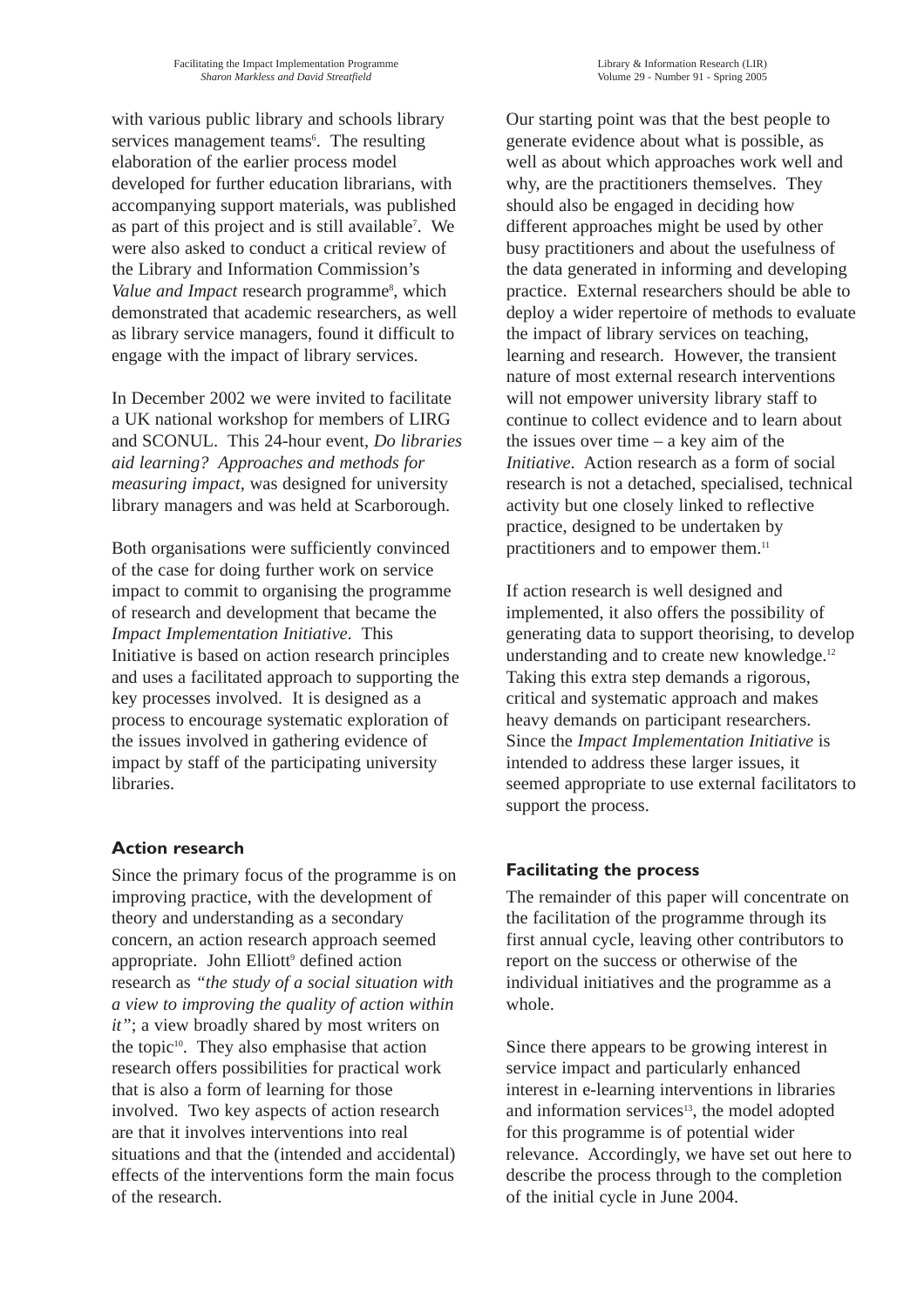with various public library and schools library services management teams[6]. The resulting elaboration of the earlier process model developed for further education librarians, with accompanying support materials, was published as part of this project and is still available[7]. We were also asked to conduct a critical review of the Library and Information Commission's *Value and Impact* research programme[8], which demonstrated that academic researchers, as well as library service managers, found it difficult to engage with the impact of library services.

In December 2002 we were invited to facilitate a UK national workshop for members of LIRG and SCONUL. This 24-hour event, *Do libraries aid learning? Approaches and methods for measuring impact*, was designed for university library managers and was held at Scarborough.

Both organisations were sufficiently convinced of the case for doing further work on service impact to commit to organising the programme of research and development that became the *Impact Implementation Initiative*. This Initiative is based on action research principles and uses a facilitated approach to supporting the key processes involved. It is designed as a process to encourage systematic exploration of the issues involved in gathering evidence of impact by staff of the participating university libraries.

## Action research

Since the primary focus of the programme is on improving practice, with the development of theory and understanding as a secondary concern, an action research approach seemed appropriate. John Elliott[9] defined action research as *"the study of a social situation with a view to improving the quality of action within it"*; a view broadly shared by most writers on the topic[10]. They also emphasise that action research offers possibilities for practical work that is also a form of learning for those involved. Two key aspects of action research are that it involves interventions into real situations and that the (intended and accidental) effects of the interventions form the main focus of the research.

Our starting point was that the best people to generate evidence about what is possible, as well as about which approaches work well and why, are the practitioners themselves. They should also be engaged in deciding how different approaches might be used by other busy practitioners and about the usefulness of the data generated in informing and developing practice. External researchers should be able to deploy a wider repertoire of methods to evaluate the impact of library services on teaching, learning and research. However, the transient nature of most external research interventions will not empower university library staff to continue to collect evidence and to learn about the issues over time – a key aim of the *Initiative*. Action research as a form of social research is not a detached, specialised, technical activity but one closely linked to reflective practice, designed to be undertaken by practitioners and to empower them.[11]

If action research is well designed and implemented, it also offers the possibility of generating data to support theorising, to develop understanding and to create new knowledge.[12] Taking this extra step demands a rigorous, critical and systematic approach and makes heavy demands on participant researchers. Since the *Impact Implementation Initiative* is intended to address these larger issues, it seemed appropriate to use external facilitators to support the process.

## Facilitating the process

The remainder of this paper will concentrate on the facilitation of the programme through its first annual cycle, leaving other contributors to report on the success or otherwise of the individual initiatives and the programme as a whole.

Since there appears to be growing interest in service impact and particularly enhanced interest in e-learning interventions in libraries and information services[13], the model adopted for this programme is of potential wider relevance. Accordingly, we have set out here to describe the process through to the completion of the initial cycle in June 2004.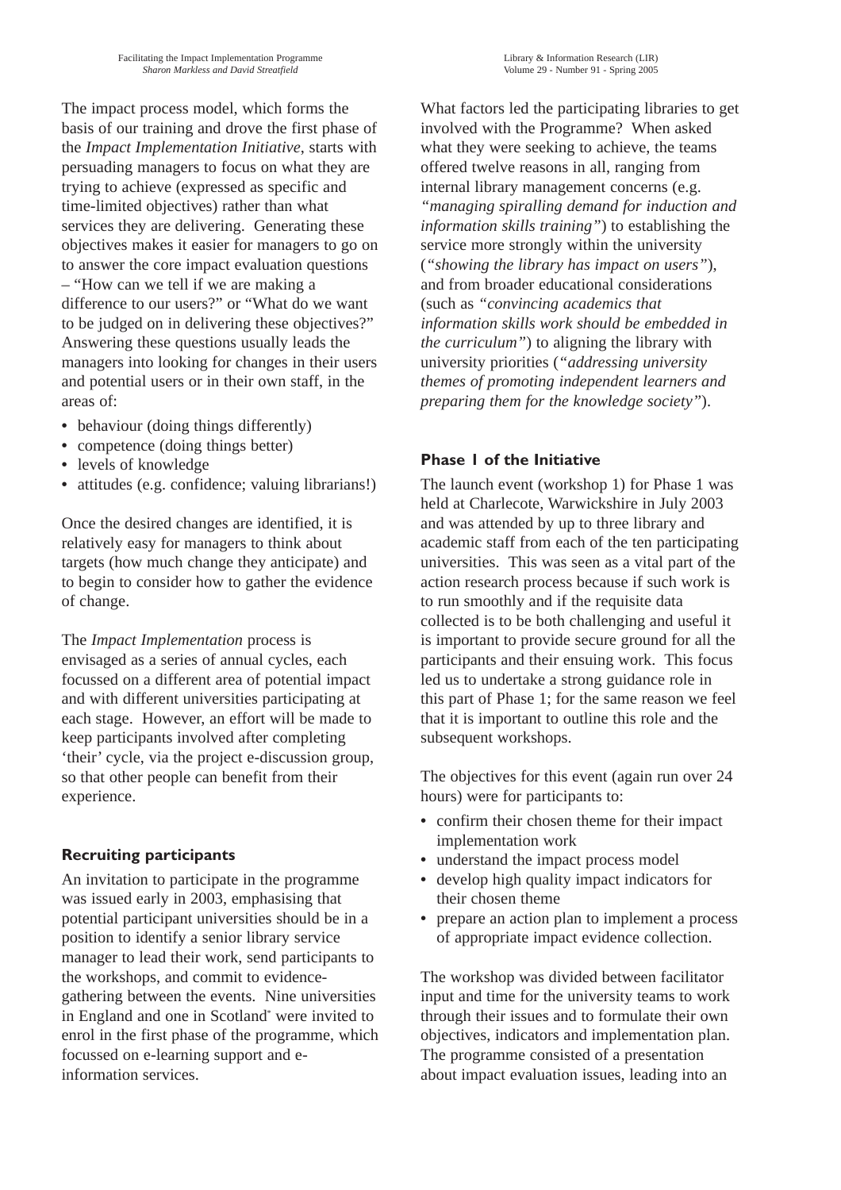The impact process model, which forms the basis of our training and drove the first phase of the *Impact Implementation Initiative*, starts with persuading managers to focus on what they are trying to achieve (expressed as specific and time-limited objectives) rather than what services they are delivering. Generating these objectives makes it easier for managers to go on to answer the core impact evaluation questions – "How can we tell if we are making a difference to our users?" or "What do we want to be judged on in delivering these objectives?" Answering these questions usually leads the managers into looking for changes in their users and potential users or in their own staff, in the areas of:

- behaviour (doing things differently)
- competence (doing things better)
- levels of knowledge
- attitudes (e.g. confidence; valuing librarians!)

Once the desired changes are identified, it is relatively easy for managers to think about targets (how much change they anticipate) and to begin to consider how to gather the evidence of change.

The *Impact Implementation* process is envisaged as a series of annual cycles, each focussed on a different area of potential impact and with different universities participating at each stage. However, an effort will be made to keep participants involved after completing 'their' cycle, via the project e-discussion group, so that other people can benefit from their experience.

### Recruiting participants

An invitation to participate in the programme was issued early in 2003, emphasising that potential participant universities should be in a position to identify a senior library service manager to lead their work, send participants to the workshops, and commit to evidence-gathering between the events. Nine universities in England and one in Scotland* were invited to enrol in the first phase of the programme, which focussed on e-learning support and e-information services.

What factors led the participating libraries to get involved with the Programme? When asked what they were seeking to achieve, the teams offered twelve reasons in all, ranging from internal library management concerns (e.g. *"managing spiralling demand for induction and information skills training"*) to establishing the service more strongly within the university (*"showing the library has impact on users"*), and from broader educational considerations (such as *"convincing academics that information skills work should be embedded in the curriculum"*) to aligning the library with university priorities (*"addressing university themes of promoting independent learners and preparing them for the knowledge society"*).

### Phase 1 of the Initiative

The launch event (workshop 1) for Phase 1 was held at Charlecote, Warwickshire in July 2003 and was attended by up to three library and academic staff from each of the ten participating universities. This was seen as a vital part of the action research process because if such work is to run smoothly and if the requisite data collected is to be both challenging and useful it is important to provide secure ground for all the participants and their ensuing work. This focus led us to undertake a strong guidance role in this part of Phase 1; for the same reason we feel that it is important to outline this role and the subsequent workshops.

The objectives for this event (again run over 24 hours) were for participants to:

- confirm their chosen theme for their impact implementation work
- understand the impact process model
- develop high quality impact indicators for their chosen theme
- prepare an action plan to implement a process of appropriate impact evidence collection.

The workshop was divided between facilitator input and time for the university teams to work through their issues and to formulate their own objectives, indicators and implementation plan. The programme consisted of a presentation about impact evaluation issues, leading into an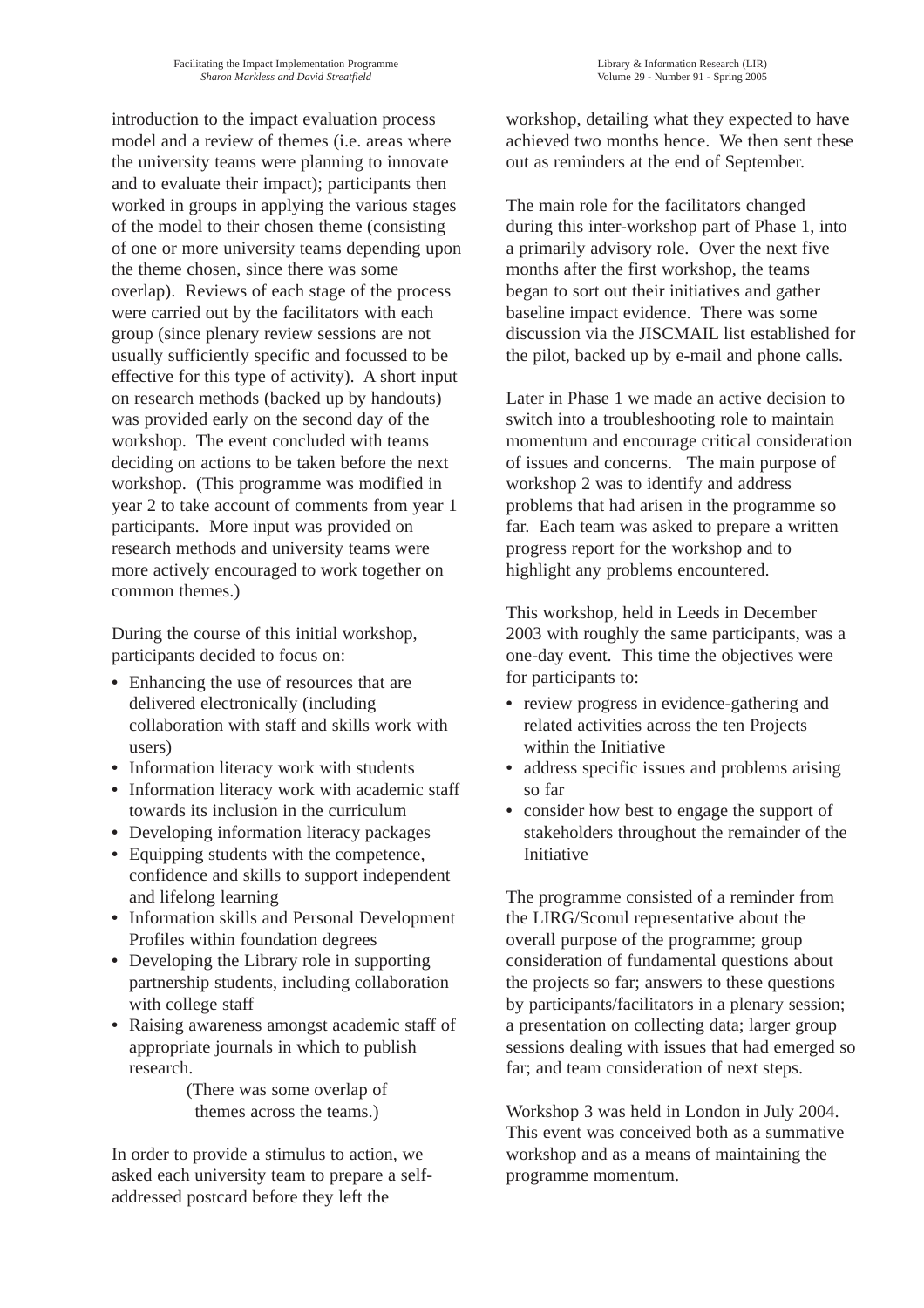introduction to the impact evaluation process model and a review of themes (i.e. areas where the university teams were planning to innovate and to evaluate their impact); participants then worked in groups in applying the various stages of the model to their chosen theme (consisting of one or more university teams depending upon the theme chosen, since there was some overlap). Reviews of each stage of the process were carried out by the facilitators with each group (since plenary review sessions are not usually sufficiently specific and focussed to be effective for this type of activity). A short input on research methods (backed up by handouts) was provided early on the second day of the workshop. The event concluded with teams deciding on actions to be taken before the next workshop. (This programme was modified in year 2 to take account of comments from year 1 participants. More input was provided on research methods and university teams were more actively encouraged to work together on common themes.)

During the course of this initial workshop, participants decided to focus on:

- Enhancing the use of resources that are delivered electronically (including collaboration with staff and skills work with users)
- Information literacy work with students
- Information literacy work with academic staff towards its inclusion in the curriculum
- Developing information literacy packages
- Equipping students with the competence, confidence and skills to support independent and lifelong learning
- Information skills and Personal Development Profiles within foundation degrees
- Developing the Library role in supporting partnership students, including collaboration with college staff
- Raising awareness amongst academic staff of appropriate journals in which to publish research.

(There was some overlap of themes across the teams.)

In order to provide a stimulus to action, we asked each university team to prepare a self-addressed postcard before they left the workshop, detailing what they expected to have achieved two months hence. We then sent these out as reminders at the end of September.

The main role for the facilitators changed during this inter-workshop part of Phase 1, into a primarily advisory role. Over the next five months after the first workshop, the teams began to sort out their initiatives and gather baseline impact evidence. There was some discussion via the JISCMAIL list established for the pilot, backed up by e-mail and phone calls.

Later in Phase 1 we made an active decision to switch into a troubleshooting role to maintain momentum and encourage critical consideration of issues and concerns. The main purpose of workshop 2 was to identify and address problems that had arisen in the programme so far. Each team was asked to prepare a written progress report for the workshop and to highlight any problems encountered.

This workshop, held in Leeds in December 2003 with roughly the same participants, was a one-day event. This time the objectives were for participants to:

- review progress in evidence-gathering and related activities across the ten Projects within the Initiative
- address specific issues and problems arising so far
- consider how best to engage the support of stakeholders throughout the remainder of the Initiative

The programme consisted of a reminder from the LIRG/Sconul representative about the overall purpose of the programme; group consideration of fundamental questions about the projects so far; answers to these questions by participants/facilitators in a plenary session; a presentation on collecting data; larger group sessions dealing with issues that had emerged so far; and team consideration of next steps.

Workshop 3 was held in London in July 2004. This event was conceived both as a summative workshop and as a means of maintaining the programme momentum.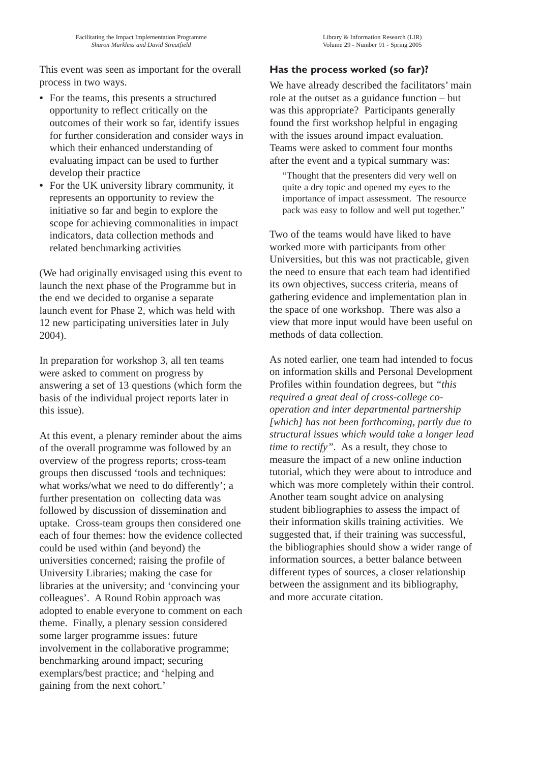This event was seen as important for the overall process in two ways.

- For the teams, this presents a structured opportunity to reflect critically on the outcomes of their work so far, identify issues for further consideration and consider ways in which their enhanced understanding of evaluating impact can be used to further develop their practice
- For the UK university library community, it represents an opportunity to review the initiative so far and begin to explore the scope for achieving commonalities in impact indicators, data collection methods and related benchmarking activities

(We had originally envisaged using this event to launch the next phase of the Programme but in the end we decided to organise a separate launch event for Phase 2, which was held with 12 new participating universities later in July 2004).

In preparation for workshop 3, all ten teams were asked to comment on progress by answering a set of 13 questions (which form the basis of the individual project reports later in this issue).

At this event, a plenary reminder about the aims of the overall programme was followed by an overview of the progress reports; cross-team groups then discussed 'tools and techniques: what works/what we need to do differently'; a further presentation on collecting data was followed by discussion of dissemination and uptake. Cross-team groups then considered one each of four themes: how the evidence collected could be used within (and beyond) the universities concerned; raising the profile of University Libraries; making the case for libraries at the university; and 'convincing your colleagues'. A Round Robin approach was adopted to enable everyone to comment on each theme. Finally, a plenary session considered some larger programme issues: future involvement in the collaborative programme; benchmarking around impact; securing exemplars/best practice; and 'helping and gaining from the next cohort.'

## Has the process worked (so far)?

We have already described the facilitators' main role at the outset as a guidance function – but was this appropriate? Participants generally found the first workshop helpful in engaging with the issues around impact evaluation. Teams were asked to comment four months after the event and a typical summary was:

> "Thought that the presenters did very well on quite a dry topic and opened my eyes to the importance of impact assessment. The resource pack was easy to follow and well put together."

Two of the teams would have liked to have worked more with participants from other Universities, but this was not practicable, given the need to ensure that each team had identified its own objectives, success criteria, means of gathering evidence and implementation plan in the space of one workshop. There was also a view that more input would have been useful on methods of data collection.

As noted earlier, one team had intended to focus on information skills and Personal Development Profiles within foundation degrees, but *"this required a great deal of cross-college co-operation and inter departmental partnership [which] has not been forthcoming, partly due to structural issues which would take a longer lead time to rectify"*. As a result, they chose to measure the impact of a new online induction tutorial, which they were about to introduce and which was more completely within their control. Another team sought advice on analysing student bibliographies to assess the impact of their information skills training activities. We suggested that, if their training was successful, the bibliographies should show a wider range of information sources, a better balance between different types of sources, a closer relationship between the assignment and its bibliography, and more accurate citation.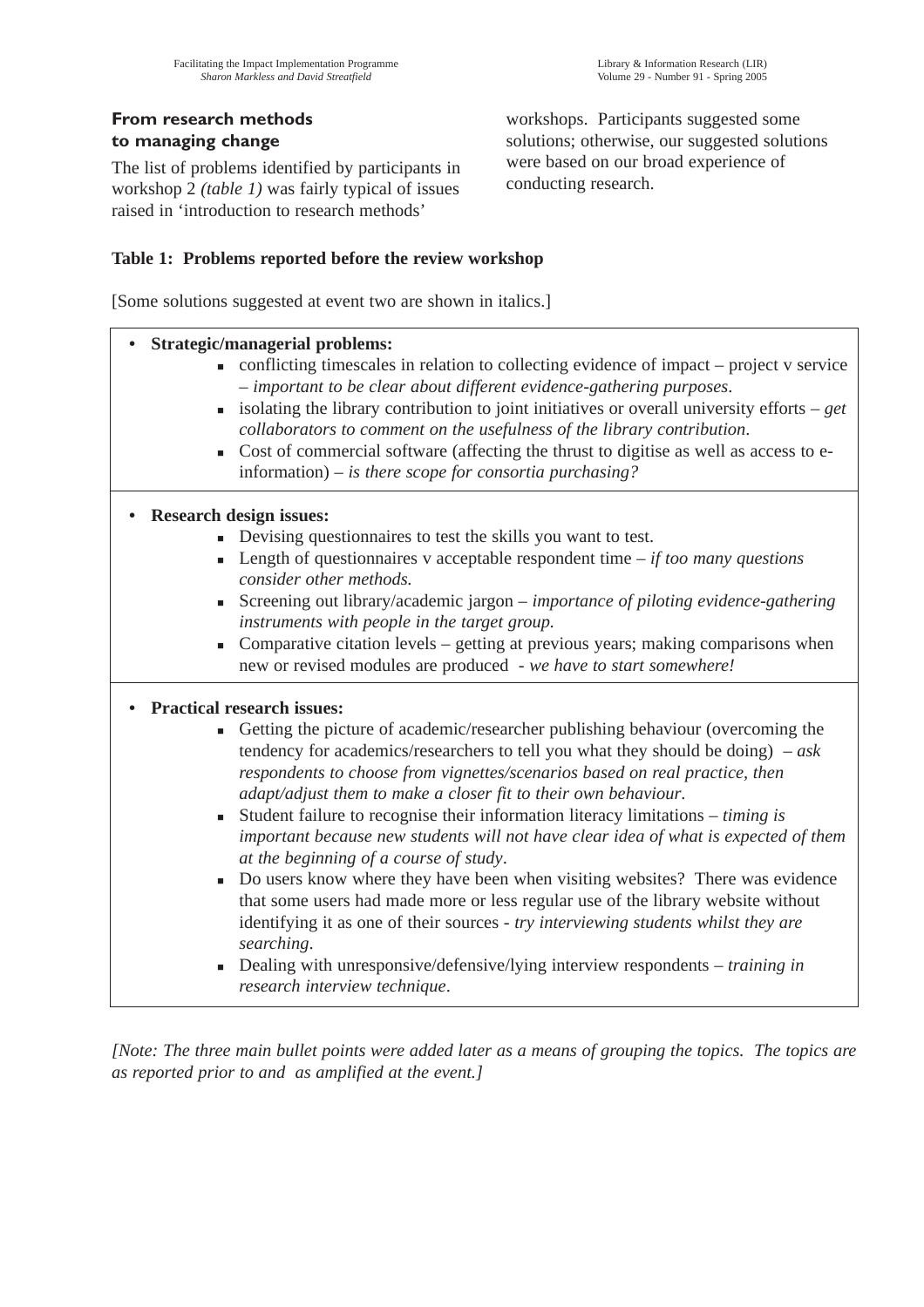## From research methods to managing change

The list of problems identified by participants in workshop 2 *(table 1)* was fairly typical of issues raised in 'introduction to research methods' workshops. Participants suggested some solutions; otherwise, our suggested solutions were based on our broad experience of conducting research.

**Table 1: Problems reported before the review workshop**

[Some solutions suggested at event two are shown in italics.]

- **Strategic/managerial problems:**
  - conflicting timescales in relation to collecting evidence of impact – project v service – *important to be clear about different evidence-gathering purposes*.
  - isolating the library contribution to joint initiatives or overall university efforts – *get collaborators to comment on the usefulness of the library contribution*.
  - Cost of commercial software (affecting the thrust to digitise as well as access to e-information) – *is there scope for consortia purchasing?*

- **Research design issues:**
  - Devising questionnaires to test the skills you want to test.
  - Length of questionnaires v acceptable respondent time – *if too many questions consider other methods.*
  - Screening out library/academic jargon – *importance of piloting evidence-gathering instruments with people in the target group.*
  - Comparative citation levels – getting at previous years; making comparisons when new or revised modules are produced - *we have to start somewhere!*

- **Practical research issues:**
  - Getting the picture of academic/researcher publishing behaviour (overcoming the tendency for academics/researchers to tell you what they should be doing) – *ask respondents to choose from vignettes/scenarios based on real practice, then adapt/adjust them to make a closer fit to their own behaviour*.
  - Student failure to recognise their information literacy limitations – *timing is important because new students will not have clear idea of what is expected of them at the beginning of a course of study*.
  - Do users know where they have been when visiting websites? There was evidence that some users had made more or less regular use of the library website without identifying it as one of their sources - *try interviewing students whilst they are searching*.
  - Dealing with unresponsive/defensive/lying interview respondents – *training in research interview technique*.

*[Note: The three main bullet points were added later as a means of grouping the topics. The topics are as reported prior to and as amplified at the event.]*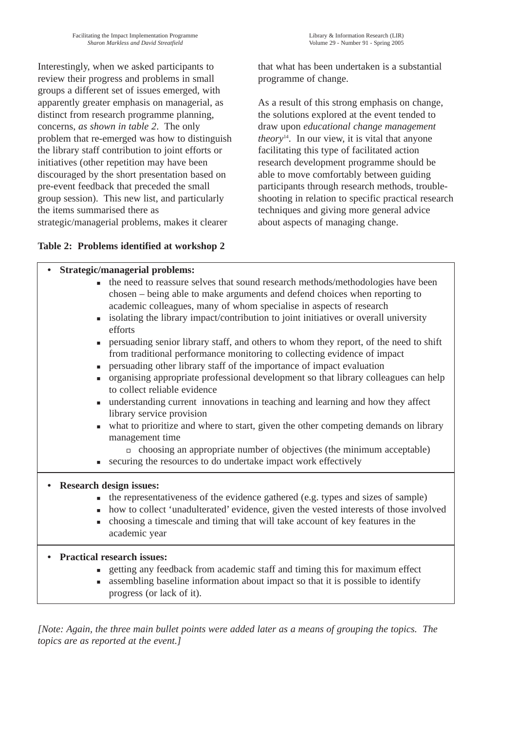Interestingly, when we asked participants to review their progress and problems in small groups a different set of issues emerged, with apparently greater emphasis on managerial, as distinct from research programme planning, concerns, *as shown in table 2*. The only problem that re-emerged was how to distinguish the library staff contribution to joint efforts or initiatives (other repetition may have been discouraged by the short presentation based on pre-event feedback that preceded the small group session). This new list, and particularly the items summarised there as strategic/managerial problems, makes it clearer that what has been undertaken is a substantial programme of change.

As a result of this strong emphasis on change, the solutions explored at the event tended to draw upon *educational change management theory*[14]. In our view, it is vital that anyone facilitating this type of facilitated action research development programme should be able to move comfortably between guiding participants through research methods, trouble-shooting in relation to specific practical research techniques and giving more general advice about aspects of managing change.

**Table 2: Problems identified at workshop 2**

- **Strategic/managerial problems:**
  - the need to reassure selves that sound research methods/methodologies have been chosen – being able to make arguments and defend choices when reporting to academic colleagues, many of whom specialise in aspects of research
  - isolating the library impact/contribution to joint initiatives or overall university efforts
  - persuading senior library staff, and others to whom they report, of the need to shift from traditional performance monitoring to collecting evidence of impact
  - persuading other library staff of the importance of impact evaluation
  - organising appropriate professional development so that library colleagues can help to collect reliable evidence
  - understanding current innovations in teaching and learning and how they affect library service provision
  - what to prioritize and where to start, given the other competing demands on library management time
    - choosing an appropriate number of objectives (the minimum acceptable)
  - securing the resources to do undertake impact work effectively
- **Research design issues:**
  - the representativeness of the evidence gathered (e.g. types and sizes of sample)
  - how to collect 'unadulterated' evidence, given the vested interests of those involved
  - choosing a timescale and timing that will take account of key features in the academic year
- **Practical research issues:**
  - getting any feedback from academic staff and timing this for maximum effect
  - assembling baseline information about impact so that it is possible to identify progress (or lack of it).

*[Note: Again, the three main bullet points were added later as a means of grouping the topics. The topics are as reported at the event.]*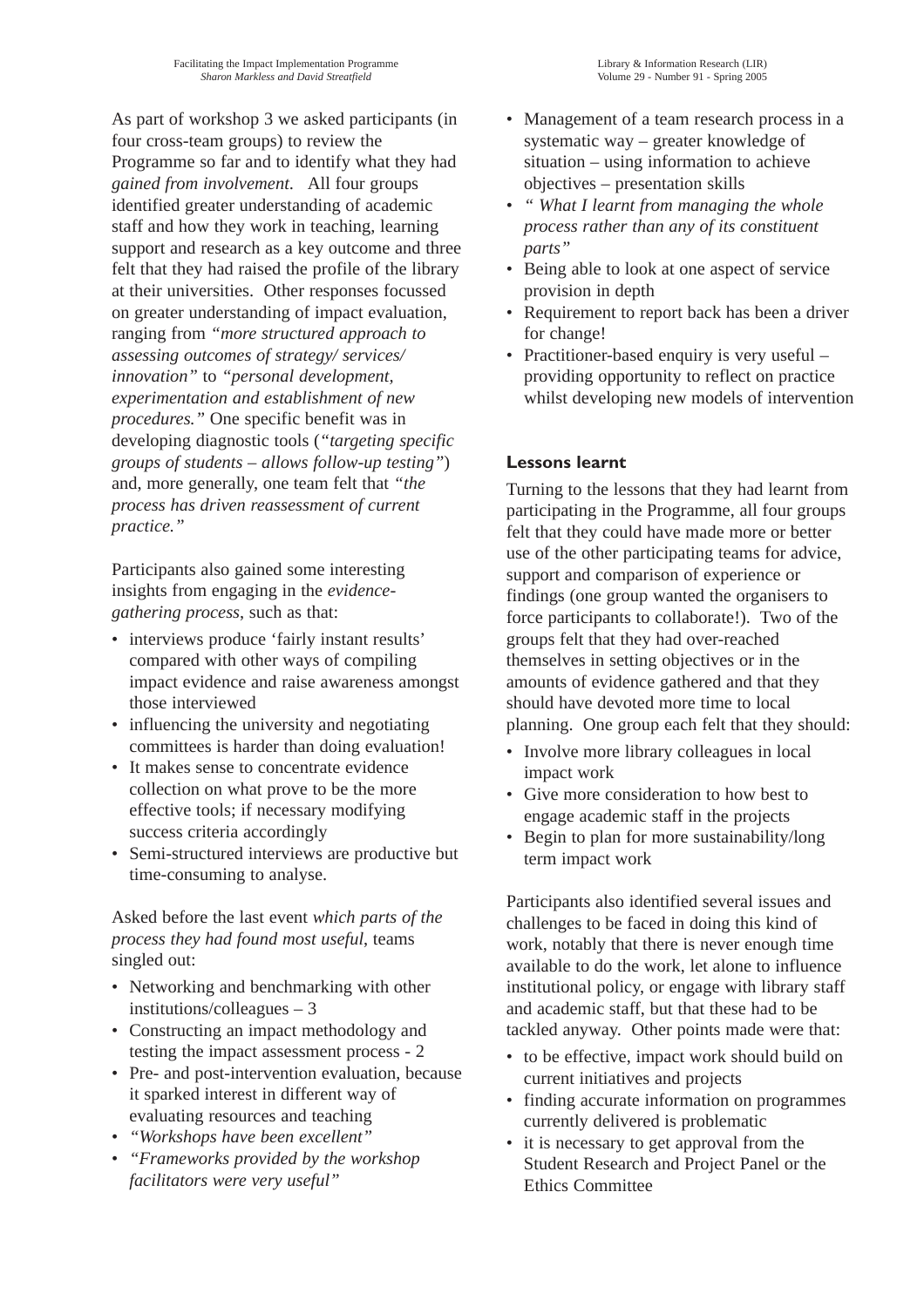As part of workshop 3 we asked participants (in four cross-team groups) to review the Programme so far and to identify what they had *gained from involvement.* All four groups identified greater understanding of academic staff and how they work in teaching, learning support and research as a key outcome and three felt that they had raised the profile of the library at their universities. Other responses focussed on greater understanding of impact evaluation, ranging from *"more structured approach to assessing outcomes of strategy/ services/ innovation"* to *"personal development, experimentation and establishment of new procedures."* One specific benefit was in developing diagnostic tools (*"targeting specific groups of students – allows follow-up testing"*) and, more generally, one team felt that *"the process has driven reassessment of current practice."*

Participants also gained some interesting insights from engaging in the *evidence-gathering process*, such as that:

- interviews produce 'fairly instant results' compared with other ways of compiling impact evidence and raise awareness amongst those interviewed
- influencing the university and negotiating committees is harder than doing evaluation!
- It makes sense to concentrate evidence collection on what prove to be the more effective tools; if necessary modifying success criteria accordingly
- Semi-structured interviews are productive but time-consuming to analyse.

Asked before the last event *which parts of the process they had found most useful*, teams singled out:

- Networking and benchmarking with other institutions/colleagues – 3
- Constructing an impact methodology and testing the impact assessment process - 2
- Pre- and post-intervention evaluation, because it sparked interest in different way of evaluating resources and teaching
- *"Workshops have been excellent"*
- *"Frameworks provided by the workshop facilitators were very useful"*
- Management of a team research process in a systematic way – greater knowledge of situation – using information to achieve objectives – presentation skills
- *" What I learnt from managing the whole process rather than any of its constituent parts"*
- Being able to look at one aspect of service provision in depth
- Requirement to report back has been a driver for change!
- Practitioner-based enquiry is very useful – providing opportunity to reflect on practice whilst developing new models of intervention

### Lessons learnt

Turning to the lessons that they had learnt from participating in the Programme, all four groups felt that they could have made more or better use of the other participating teams for advice, support and comparison of experience or findings (one group wanted the organisers to force participants to collaborate!). Two of the groups felt that they had over-reached themselves in setting objectives or in the amounts of evidence gathered and that they should have devoted more time to local planning. One group each felt that they should:

- Involve more library colleagues in local impact work
- Give more consideration to how best to engage academic staff in the projects
- Begin to plan for more sustainability/long term impact work

Participants also identified several issues and challenges to be faced in doing this kind of work, notably that there is never enough time available to do the work, let alone to influence institutional policy, or engage with library staff and academic staff, but that these had to be tackled anyway. Other points made were that:

- to be effective, impact work should build on current initiatives and projects
- finding accurate information on programmes currently delivered is problematic
- it is necessary to get approval from the Student Research and Project Panel or the Ethics Committee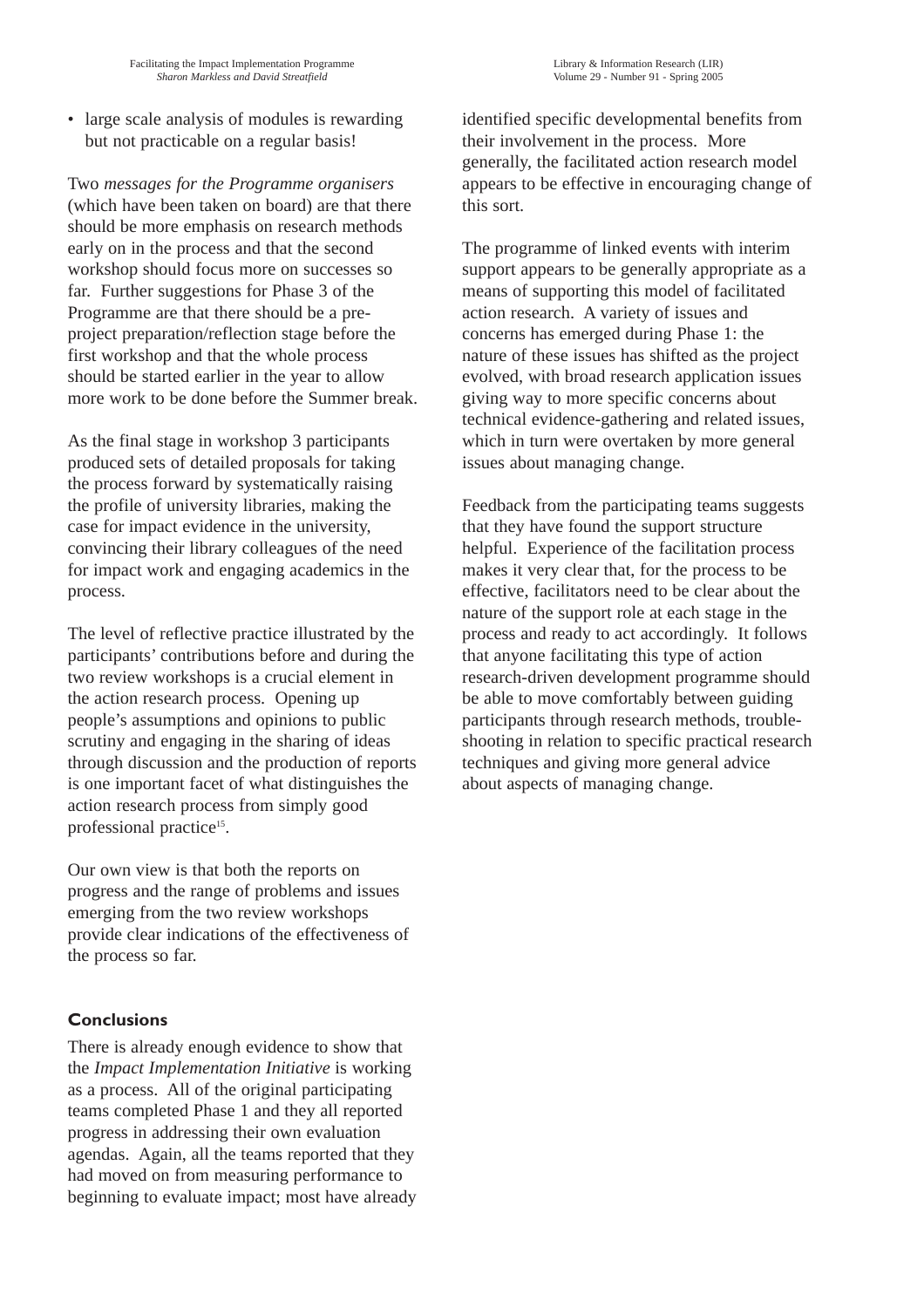- large scale analysis of modules is rewarding but not practicable on a regular basis!

Two *messages for the Programme organisers* (which have been taken on board) are that there should be more emphasis on research methods early on in the process and that the second workshop should focus more on successes so far. Further suggestions for Phase 3 of the Programme are that there should be a pre-project preparation/reflection stage before the first workshop and that the whole process should be started earlier in the year to allow more work to be done before the Summer break.

As the final stage in workshop 3 participants produced sets of detailed proposals for taking the process forward by systematically raising the profile of university libraries, making the case for impact evidence in the university, convincing their library colleagues of the need for impact work and engaging academics in the process.

The level of reflective practice illustrated by the participants' contributions before and during the two review workshops is a crucial element in the action research process. Opening up people's assumptions and opinions to public scrutiny and engaging in the sharing of ideas through discussion and the production of reports is one important facet of what distinguishes the action research process from simply good professional practice[15].

Our own view is that both the reports on progress and the range of problems and issues emerging from the two review workshops provide clear indications of the effectiveness of the process so far.

## Conclusions

There is already enough evidence to show that the *Impact Implementation Initiative* is working as a process. All of the original participating teams completed Phase 1 and they all reported progress in addressing their own evaluation agendas. Again, all the teams reported that they had moved on from measuring performance to beginning to evaluate impact; most have already identified specific developmental benefits from their involvement in the process. More generally, the facilitated action research model appears to be effective in encouraging change of this sort.

The programme of linked events with interim support appears to be generally appropriate as a means of supporting this model of facilitated action research. A variety of issues and concerns has emerged during Phase 1: the nature of these issues has shifted as the project evolved, with broad research application issues giving way to more specific concerns about technical evidence-gathering and related issues, which in turn were overtaken by more general issues about managing change.

Feedback from the participating teams suggests that they have found the support structure helpful. Experience of the facilitation process makes it very clear that, for the process to be effective, facilitators need to be clear about the nature of the support role at each stage in the process and ready to act accordingly. It follows that anyone facilitating this type of action research-driven development programme should be able to move comfortably between guiding participants through research methods, trouble-shooting in relation to specific practical research techniques and giving more general advice about aspects of managing change.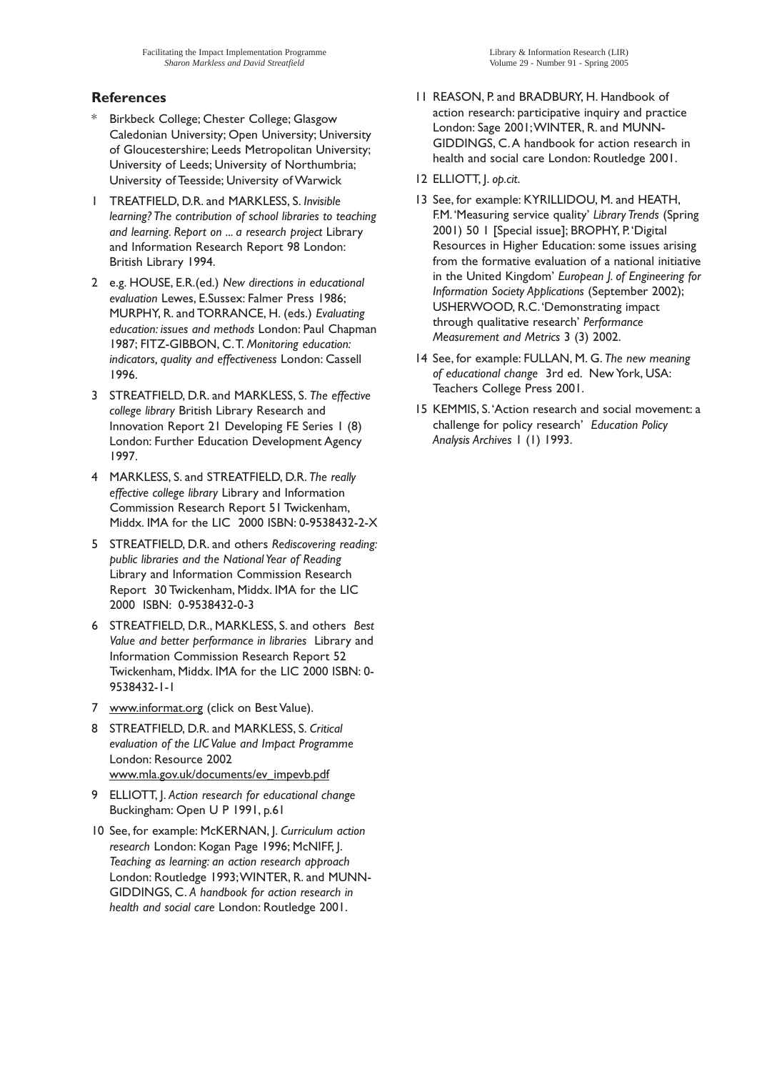## References

\* Birkbeck College; Chester College; Glasgow Caledonian University; Open University; University of Gloucestershire; Leeds Metropolitan University; University of Leeds; University of Northumbria; University of Teesside; University of Warwick

1 TREATFIELD, D.R. and MARKLESS, S. *Invisible learning? The contribution of school libraries to teaching and learning. Report on ... a research project* Library and Information Research Report 98 London: British Library 1994.

2 e.g. HOUSE, E.R.(ed.) *New directions in educational evaluation* Lewes, E.Sussex: Falmer Press 1986; MURPHY, R. and TORRANCE, H. (eds.) *Evaluating education: issues and methods* London: Paul Chapman 1987; FITZ-GIBBON, C. T. *Monitoring education: indicators, quality and effectiveness* London: Cassell 1996.

3 STREATFIELD, D.R. and MARKLESS, S. *The effective college library* British Library Research and Innovation Report 21 Developing FE Series 1 (8) London: Further Education Development Agency 1997.

4 MARKLESS, S. and STREATFIELD, D.R. *The really effective college library* Library and Information Commission Research Report 51 Twickenham, Middx. IMA for the LIC 2000 ISBN: 0-9538432-2-X

5 STREATFIELD, D.R. and others *Rediscovering reading: public libraries and the National Year of Reading* Library and Information Commission Research Report 30 Twickenham, Middx. IMA for the LIC 2000 ISBN: 0-9538432-0-3

6 STREATFIELD, D.R., MARKLESS, S. and others *Best Value and better performance in libraries* Library and Information Commission Research Report 52 Twickenham, Middx. IMA for the LIC 2000 ISBN: 0-9538432-1-1

7 www.informat.org (click on Best Value).

8 STREATFIELD, D.R. and MARKLESS, S. *Critical evaluation of the LIC Value and Impact Programme* London: Resource 2002 www.mla.gov.uk/documents/ev_impevb.pdf

9 ELLIOTT, J. *Action research for educational change* Buckingham: Open U P 1991, p.61

10 See, for example: McKERNAN, J. *Curriculum action research* London: Kogan Page 1996; McNIFF, J. *Teaching as learning: an action research approach* London: Routledge 1993; WINTER, R. and MUNN-GIDDINGS, C. *A handbook for action research in health and social care* London: Routledge 2001.

11 REASON, P. and BRADBURY, H. Handbook of action research: participative inquiry and practice London: Sage 2001; WINTER, R. and MUNN-GIDDINGS, C. A handbook for action research in health and social care London: Routledge 2001.

12 ELLIOTT, J. *op.cit.*

13 See, for example: KYRILLIDOU, M. and HEATH, F.M. 'Measuring service quality' *Library Trends* (Spring 2001) 50 1 [Special issue]; BROPHY, P. 'Digital Resources in Higher Education: some issues arising from the formative evaluation of a national initiative in the United Kingdom' *European J. of Engineering for Information Society Applications* (September 2002); USHERWOOD, R.C. 'Demonstrating impact through qualitative research' *Performance Measurement and Metrics* 3 (3) 2002.

14 See, for example: FULLAN, M. G. *The new meaning of educational change* 3rd ed. New York, USA: Teachers College Press 2001.

15 KEMMIS, S. 'Action research and social movement: a challenge for policy research' *Education Policy Analysis Archives* 1 (1) 1993.